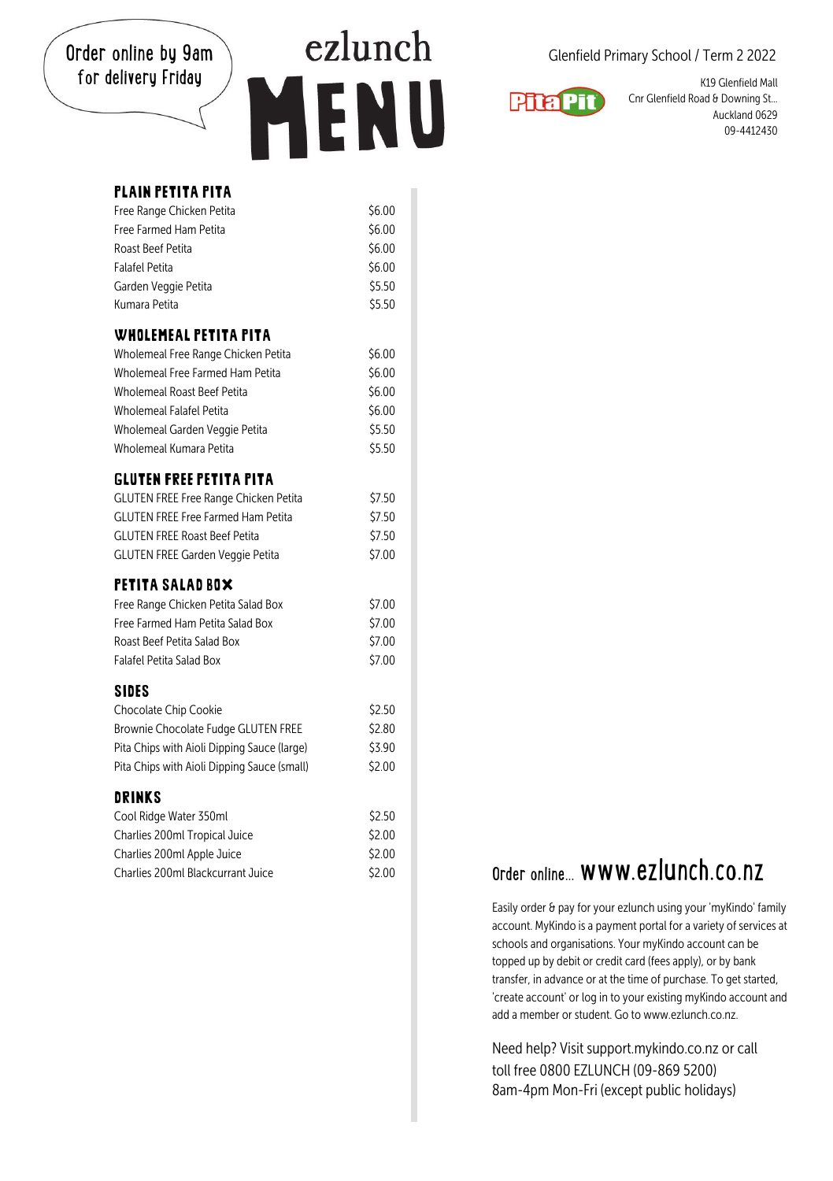Order online by 9am for delivery Friday

# ezlunch MENU

Glenfield Primary School / Term 2 2022

PitaPit

K19 Glenfield Mall
Cnr Glenfield Road & Downing St...
Auckland 0629
09-4412430

## PLAIN PETITA PITA

| | |
|---|---|
| Free Range Chicken Petita | $6.00 |
| Free Farmed Ham Petita | $6.00 |
| Roast Beef Petita | $6.00 |
| Falafel Petita | $6.00 |
| Garden Veggie Petita | $5.50 |
| Kumara Petita | $5.50 |

## WHOLEMEAL PETITA PITA

| | |
|---|---|
| Wholemeal Free Range Chicken Petita | $6.00 |
| Wholemeal Free Farmed Ham Petita | $6.00 |
| Wholemeal Roast Beef Petita | $6.00 |
| Wholemeal Falafel Petita | $6.00 |
| Wholemeal Garden Veggie Petita | $5.50 |
| Wholemeal Kumara Petita | $5.50 |

## GLUTEN FREE PETITA PITA

| | |
|---|---|
| GLUTEN FREE Free Range Chicken Petita | $7.50 |
| GLUTEN FREE Free Farmed Ham Petita | $7.50 |
| GLUTEN FREE Roast Beef Petita | $7.50 |
| GLUTEN FREE Garden Veggie Petita | $7.00 |

## PETITA SALAD BOX

| | |
|---|---|
| Free Range Chicken Petita Salad Box | $7.00 |
| Free Farmed Ham Petita Salad Box | $7.00 |
| Roast Beef Petita Salad Box | $7.00 |
| Falafel Petita Salad Box | $7.00 |

## SIDES

| | |
|---|---|
| Chocolate Chip Cookie | $2.50 |
| Brownie Chocolate Fudge GLUTEN FREE | $2.80 |
| Pita Chips with Aioli Dipping Sauce (large) | $3.90 |
| Pita Chips with Aioli Dipping Sauce (small) | $2.00 |

## DRINKS

| | |
|---|---|
| Cool Ridge Water 350ml | $2.50 |
| Charlies 200ml Tropical Juice | $2.00 |
| Charlies 200ml Apple Juice | $2.00 |
| Charlies 200ml Blackcurrant Juice | $2.00 |

## Order online... www.ezlunch.co.nz

Easily order & pay for your ezlunch using your 'myKindo' family account. MyKindo is a payment portal for a variety of services at schools and organisations. Your myKindo account can be topped up by debit or credit card (fees apply), or by bank transfer, in advance or at the time of purchase. To get started, 'create account' or log in to your existing myKindo account and add a member or student. Go to www.ezlunch.co.nz.

Need help? Visit support.mykindo.co.nz or call toll free 0800 EZLUNCH (09-869 5200) 8am-4pm Mon-Fri (except public holidays)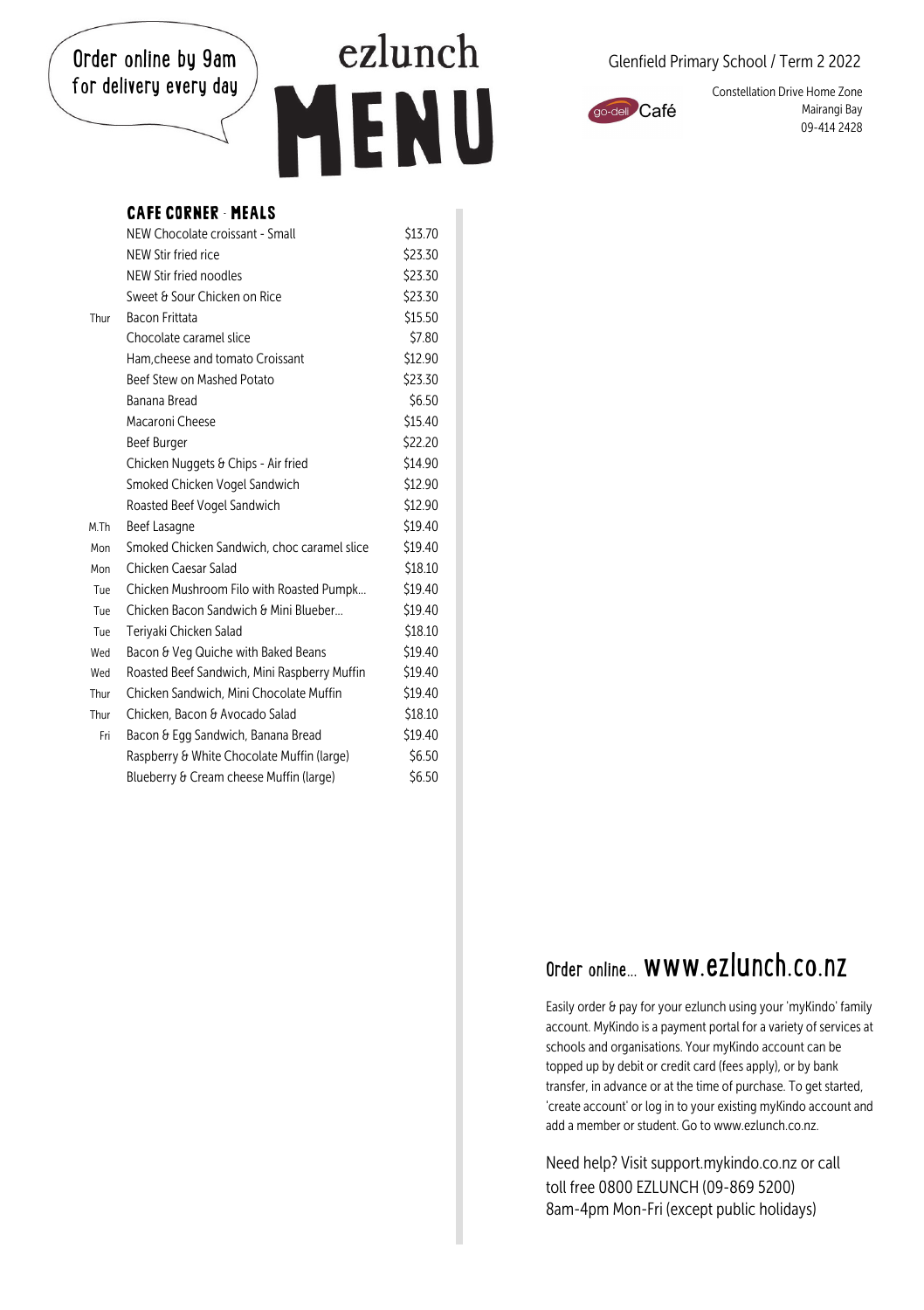Order online by 9am for delivery every day

# ezlunch MENU

Glenfield Primary School / Term 2 2022

go-deli Café

Constellation Drive Home Zone
Mairangi Bay
09-414 2428

## CAFE CORNER - MEALS

| | | |
|---|---|---|
| | NEW Chocolate croissant - Small | $13.70 |
| | NEW Stir fried rice | $23.30 |
| | NEW Stir fried noodles | $23.30 |
| | Sweet & Sour Chicken on Rice | $23.30 |
| Thur | Bacon Frittata | $15.50 |
| | Chocolate caramel slice | $7.80 |
| | Ham,cheese and tomato Croissant | $12.90 |
| | Beef Stew on Mashed Potato | $23.30 |
| | Banana Bread | $6.50 |
| | Macaroni Cheese | $15.40 |
| | Beef Burger | $22.20 |
| | Chicken Nuggets & Chips - Air fried | $14.90 |
| | Smoked Chicken Vogel Sandwich | $12.90 |
| | Roasted Beef Vogel Sandwich | $12.90 |
| M.Th | Beef Lasagne | $19.40 |
| Mon | Smoked Chicken Sandwich, choc caramel slice | $19.40 |
| Mon | Chicken Caesar Salad | $18.10 |
| Tue | Chicken Mushroom Filo with Roasted Pumpk... | $19.40 |
| Tue | Chicken Bacon Sandwich & Mini Blueber... | $19.40 |
| Tue | Teriyaki Chicken Salad | $18.10 |
| Wed | Bacon & Veg Quiche with Baked Beans | $19.40 |
| Wed | Roasted Beef Sandwich, Mini Raspberry Muffin | $19.40 |
| Thur | Chicken Sandwich, Mini Chocolate Muffin | $19.40 |
| Thur | Chicken, Bacon & Avocado Salad | $18.10 |
| Fri | Bacon & Egg Sandwich, Banana Bread | $19.40 |
| | Raspberry & White Chocolate Muffin (large) | $6.50 |
| | Blueberry & Cream cheese Muffin (large) | $6.50 |

## Order online... www.ezlunch.co.nz

Easily order & pay for your ezlunch using your 'myKindo' family account. MyKindo is a payment portal for a variety of services at schools and organisations. Your myKindo account can be topped up by debit or credit card (fees apply), or by bank transfer, in advance or at the time of purchase. To get started, 'create account' or log in to your existing myKindo account and add a member or student. Go to www.ezlunch.co.nz.

Need help? Visit support.mykindo.co.nz or call toll free 0800 EZLUNCH (09-869 5200) 8am-4pm Mon-Fri (except public holidays)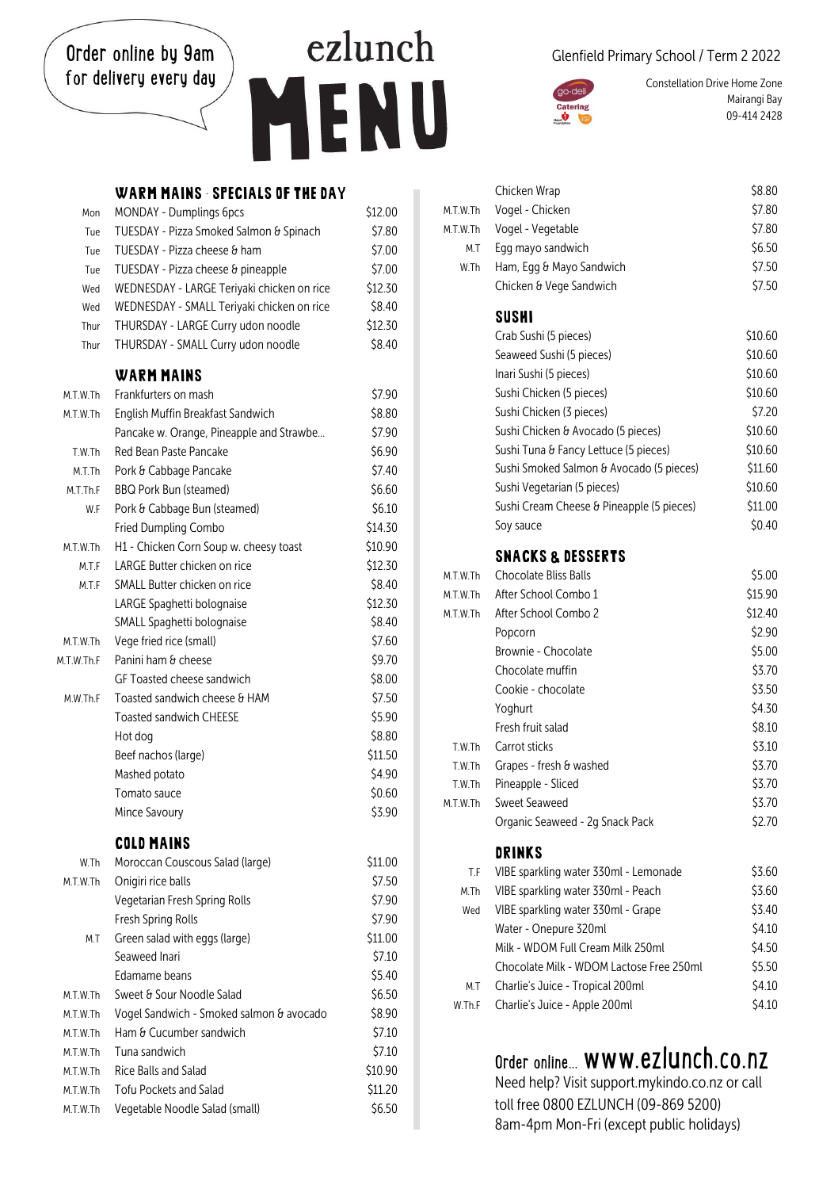Order online by 9am for delivery every day

# ezlunch MENU

Glenfield Primary School / Term 2 2022

Constellation Drive Home Zone
Mairangi Bay
09-414 2428

## WARM MAINS - SPECIALS OF THE DAY

| | | |
|---|---|---|
| Mon | MONDAY - Dumplings 6pcs | $12.00 |
| Tue | TUESDAY - Pizza Smoked Salmon & Spinach | $7.80 |
| Tue | TUESDAY - Pizza cheese & ham | $7.00 |
| Tue | TUESDAY - Pizza cheese & pineapple | $7.00 |
| Wed | WEDNESDAY - LARGE Teriyaki chicken on rice | $12.30 |
| Wed | WEDNESDAY - SMALL Teriyaki chicken on rice | $8.40 |
| Thur | THURSDAY - LARGE Curry udon noodle | $12.30 |
| Thur | THURSDAY - SMALL Curry udon noodle | $8.40 |

## WARM MAINS

| | | |
|---|---|---|
| M.T.W.Th | Frankfurters on mash | $7.90 |
| M.T.W.Th | English Muffin Breakfast Sandwich | $8.80 |
| | Pancake w. Orange, Pineapple and Strawbe... | $7.90 |
| T.W.Th | Red Bean Paste Pancake | $6.90 |
| M.T.Th | Pork & Cabbage Pancake | $7.40 |
| M.T.Th.F | BBQ Pork Bun (steamed) | $6.60 |
| W.F | Pork & Cabbage Bun (steamed) | $6.10 |
| | Fried Dumpling Combo | $14.30 |
| M.T.W.Th | H1 - Chicken Corn Soup w. cheesy toast | $10.90 |
| M.T.F | LARGE Butter chicken on rice | $12.30 |
| M.T.F | SMALL Butter chicken on rice | $8.40 |
| | LARGE Spaghetti bolognaise | $12.30 |
| | SMALL Spaghetti bolognaise | $8.40 |
| M.T.W.Th | Vege fried rice (small) | $7.60 |
| M.T.W.Th.F | Panini ham & cheese | $9.70 |
| | GF Toasted cheese sandwich | $8.00 |
| M.W.Th.F | Toasted sandwich cheese & HAM | $7.50 |
| | Toasted sandwich CHEESE | $5.90 |
| | Hot dog | $8.80 |
| | Beef nachos (large) | $11.50 |
| | Mashed potato | $4.90 |
| | Tomato sauce | $0.60 |
| | Mince Savoury | $3.90 |

## COLD MAINS

| | | |
|---|---|---|
| W.Th | Moroccan Couscous Salad (large) | $11.00 |
| M.T.W.Th | Onigiri rice balls | $7.50 |
| | Vegetarian Fresh Spring Rolls | $7.90 |
| | Fresh Spring Rolls | $7.90 |
| M.T | Green salad with eggs (large) | $11.00 |
| | Seaweed Inari | $7.10 |
| | Edamame beans | $5.40 |
| M.T.W.Th | Sweet & Sour Noodle Salad | $6.50 |
| M.T.W.Th | Vogel Sandwich - Smoked salmon & avocado | $8.90 |
| M.T.W.Th | Ham & Cucumber sandwich | $7.10 |
| M.T.W.Th | Tuna sandwich | $7.10 |
| M.T.W.Th | Rice Balls and Salad | $10.90 |
| M.T.W.Th | Tofu Pockets and Salad | $11.20 |
| M.T.W.Th | Vegetable Noodle Salad (small) | $6.50 |
| | Chicken Wrap | $8.80 |
| M.T.W.Th | Vogel - Chicken | $7.80 |
| M.T.W.Th | Vogel - Vegetable | $7.80 |
| M.T | Egg mayo sandwich | $6.50 |
| W.Th | Ham, Egg & Mayo Sandwich | $7.50 |
| | Chicken & Vege Sandwich | $7.50 |

## SUSHI

| | | |
|---|---|---|
| | Crab Sushi (5 pieces) | $10.60 |
| | Seaweed Sushi (5 pieces) | $10.60 |
| | Inari Sushi (5 pieces) | $10.60 |
| | Sushi Chicken (5 pieces) | $10.60 |
| | Sushi Chicken (3 pieces) | $7.20 |
| | Sushi Chicken & Avocado (5 pieces) | $10.60 |
| | Sushi Tuna & Fancy Lettuce (5 pieces) | $10.60 |
| | Sushi Smoked Salmon & Avocado (5 pieces) | $11.60 |
| | Sushi Vegetarian (5 pieces) | $10.60 |
| | Sushi Cream Cheese & Pineapple (5 pieces) | $11.00 |
| | Soy sauce | $0.40 |

## SNACKS & DESSERTS

| | | |
|---|---|---|
| M.T.W.Th | Chocolate Bliss Balls | $5.00 |
| M.T.W.Th | After School Combo 1 | $15.90 |
| M.T.W.Th | After School Combo 2 | $12.40 |
| | Popcorn | $2.90 |
| | Brownie - Chocolate | $5.00 |
| | Chocolate muffin | $3.70 |
| | Cookie - chocolate | $3.50 |
| | Yoghurt | $4.30 |
| | Fresh fruit salad | $8.10 |
| T.W.Th | Carrot sticks | $3.10 |
| T.W.Th | Grapes - fresh & washed | $3.70 |
| T.W.Th | Pineapple - Sliced | $3.70 |
| M.T.W.Th | Sweet Seaweed | $3.70 |
| | Organic Seaweed - 2g Snack Pack | $2.70 |

## DRINKS

| | | |
|---|---|---|
| T.F | VIBE sparkling water 330ml - Lemonade | $3.60 |
| M.Th | VIBE sparkling water 330ml - Peach | $3.60 |
| Wed | VIBE sparkling water 330ml - Grape | $3.40 |
| | Water - Onepure 320ml | $4.10 |
| | Milk - WDOM Full Cream Milk 250ml | $4.50 |
| | Chocolate Milk - WDOM Lactose Free 250ml | $5.50 |
| M.T | Charlie's Juice - Tropical 200ml | $4.10 |
| W.Th.F | Charlie's Juice - Apple 200ml | $4.10 |

Order online... www.ezlunch.co.nz

Need help? Visit support.mykindo.co.nz or call toll free 0800 EZLUNCH (09-869 5200) 8am-4pm Mon-Fri (except public holidays)